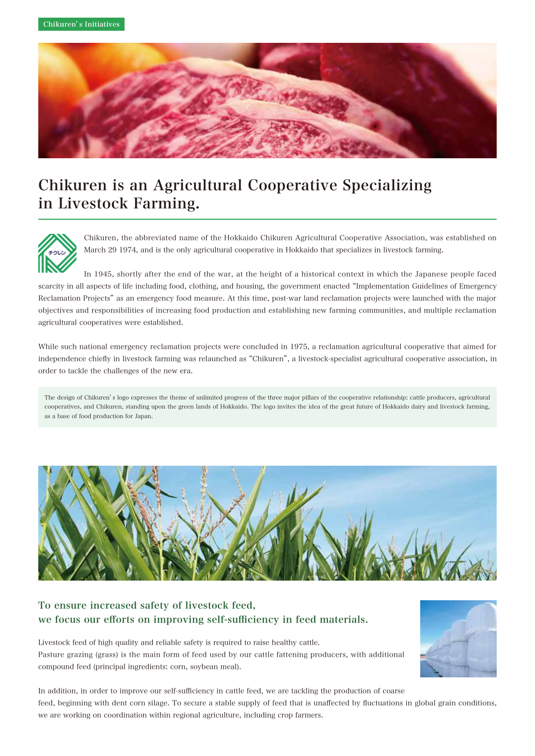Chikuren's Initiatives

# Chikuren is an Agricultural Cooperative Specializing in Livestock Farming.

Chikuren, the abbreviated name of the Hokkaido Chikuren Agricultural Cooperative Association, was established on March 29 1974, and is the only agricultural cooperative in Hokkaido that specializes in livestock farming.

In 1945, shortly after the end of the war, at the height of a historical context in which the Japanese people faced scarcity in all aspects of life including food, clothing, and housing, the government enacted "Implementation Guidelines of Emergency Reclamation Projects" as an emergency food measure. At this time, post-war land reclamation projects were launched with the major objectives and responsibilities of increasing food production and establishing new farming communities, and multiple reclamation agricultural cooperatives were established.

While such national emergency reclamation projects were concluded in 1975, a reclamation agricultural cooperative that aimed for independence chiefly in livestock farming was relaunched as "Chikuren", a livestock-specialist agricultural cooperative association, in order to tackle the challenges of the new era.

The design of Chikuren's logo expresses the theme of unlimited progress of the three major pillars of the cooperative relationship: cattle producers, agricultural cooperatives, and Chikuren, standing upon the green lands of Hokkaido. The logo invites the idea of the great future of Hokkaido dairy and livestock farming, as a base of food production for Japan.

## To ensure increased safety of livestock feed, we focus our efforts on improving self-sufficiency in feed materials.

Livestock feed of high quality and reliable safety is required to raise healthy cattle.
Pasture grazing (grass) is the main form of feed used by our cattle fattening producers, with additional compound feed (principal ingredients: corn, soybean meal).

In addition, in order to improve our self-sufficiency in cattle feed, we are tackling the production of coarse feed, beginning with dent corn silage. To secure a stable supply of feed that is unaffected by fluctuations in global grain conditions, we are working on coordination within regional agriculture, including crop farmers.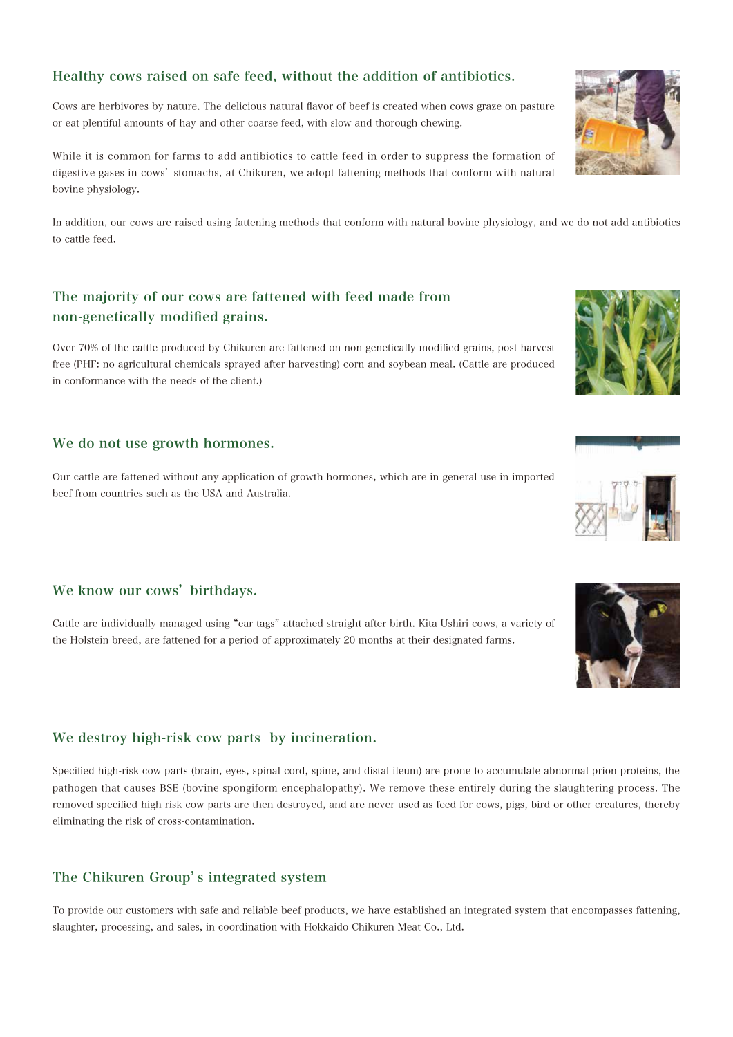## Healthy cows raised on safe feed, without the addition of antibiotics.

Cows are herbivores by nature. The delicious natural flavor of beef is created when cows graze on pasture or eat plentiful amounts of hay and other coarse feed, with slow and thorough chewing.

While it is common for farms to add antibiotics to cattle feed in order to suppress the formation of digestive gases in cows' stomachs, at Chikuren, we adopt fattening methods that conform with natural bovine physiology.

In addition, our cows are raised using fattening methods that conform with natural bovine physiology, and we do not add antibiotics to cattle feed.

## The majority of our cows are fattened with feed made from non-genetically modified grains.

Over 70% of the cattle produced by Chikuren are fattened on non-genetically modified grains, post-harvest free (PHF: no agricultural chemicals sprayed after harvesting) corn and soybean meal. (Cattle are produced in conformance with the needs of the client.)

## We do not use growth hormones.

Our cattle are fattened without any application of growth hormones, which are in general use in imported beef from countries such as the USA and Australia.

## We know our cows' birthdays.

Cattle are individually managed using "ear tags" attached straight after birth. Kita-Ushiri cows, a variety of the Holstein breed, are fattened for a period of approximately 20 months at their designated farms.

## We destroy high-risk cow parts by incineration.

Specified high-risk cow parts (brain, eyes, spinal cord, spine, and distal ileum) are prone to accumulate abnormal prion proteins, the pathogen that causes BSE (bovine spongiform encephalopathy). We remove these entirely during the slaughtering process. The removed specified high-risk cow parts are then destroyed, and are never used as feed for cows, pigs, bird or other creatures, thereby eliminating the risk of cross-contamination.

## The Chikuren Group's integrated system

To provide our customers with safe and reliable beef products, we have established an integrated system that encompasses fattening, slaughter, processing, and sales, in coordination with Hokkaido Chikuren Meat Co., Ltd.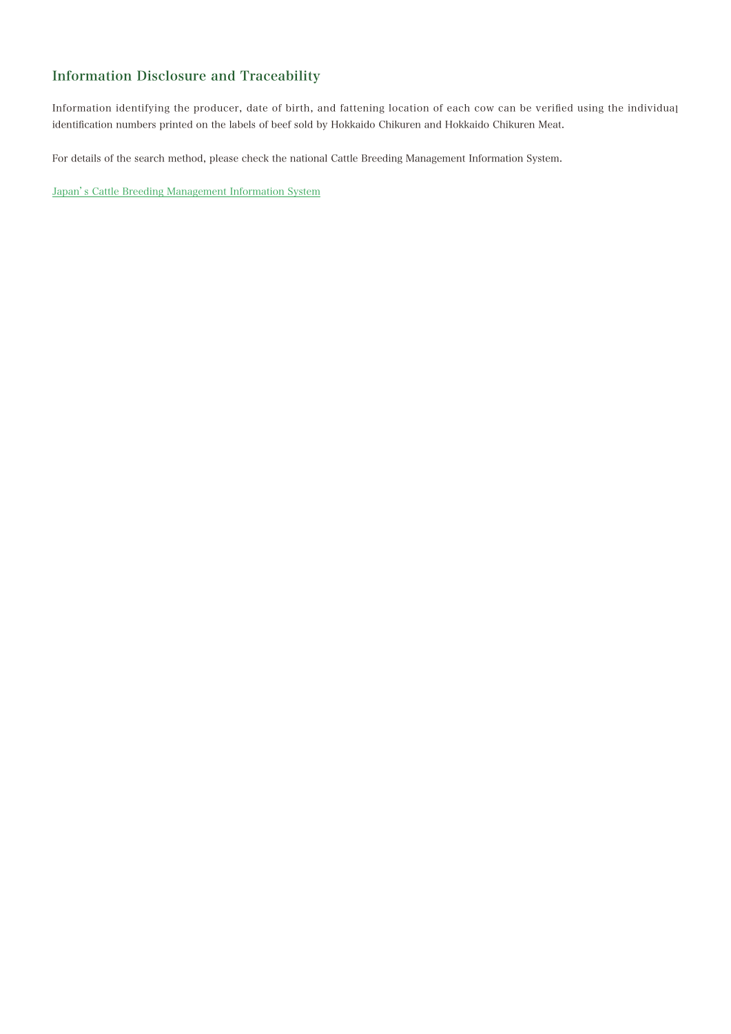## Information Disclosure and Traceability

Information identifying the producer, date of birth, and fattening location of each cow can be verified using the individual identification numbers printed on the labels of beef sold by Hokkaido Chikuren and Hokkaido Chikuren Meat.

For details of the search method, please check the national Cattle Breeding Management Information System.

Japan' s Cattle Breeding Management Information System